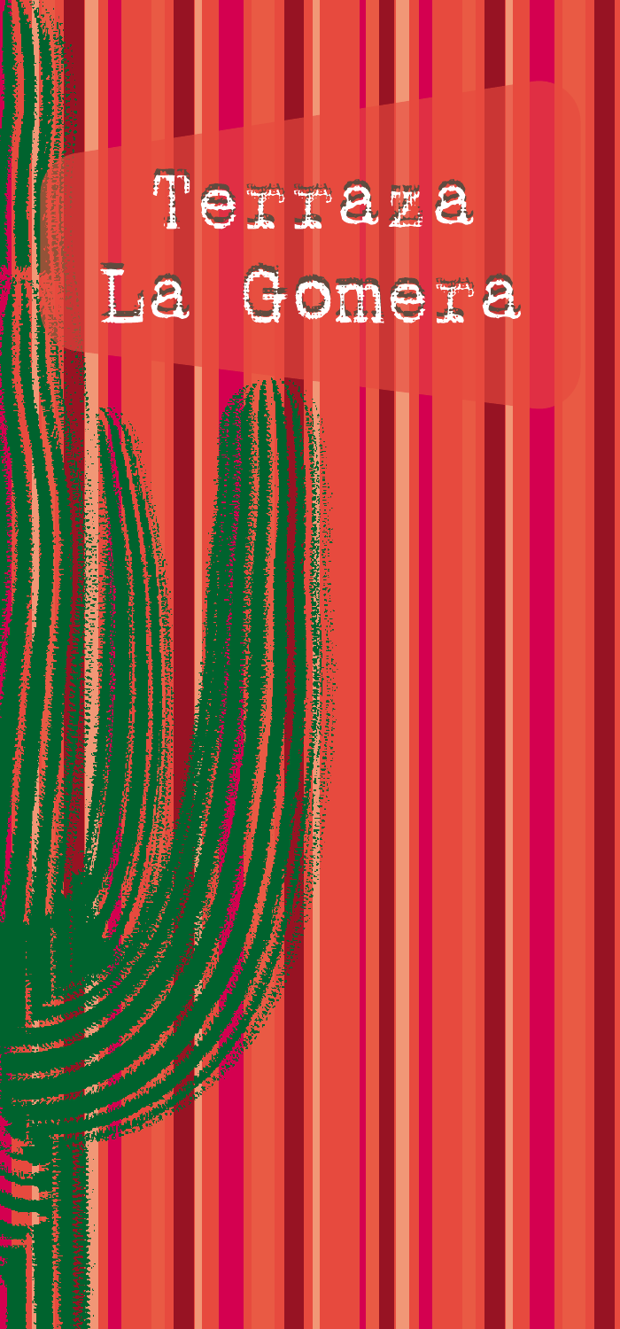# Terraza La Gomera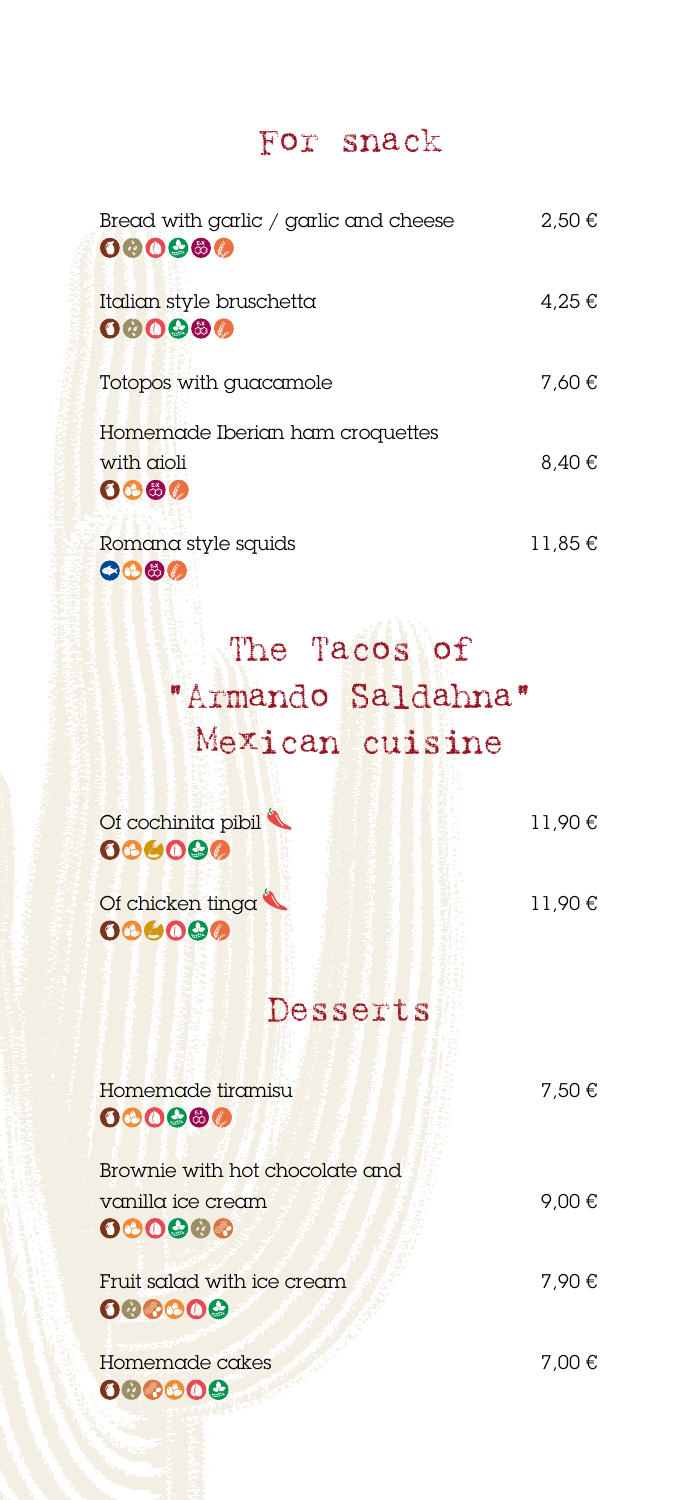## For snack

| | |
|---|---|
| Bread with garlic / garlic and cheese | 2,50 € |
| Italian style bruschetta | 4,25 € |
| Totopos with guacamole | 7,60 € |
| Homemade Iberian ham croquettes with aioli | 8,40 € |
| Romana style squids | 11,85 € |

## The Tacos of "Armando Saldahna" Mexican cuisine

| | |
|---|---|
| Of cochinita pibil | 11,90 € |
| Of chicken tinga | 11,90 € |

## Desserts

| | |
|---|---|
| Homemade tiramisu | 7,50 € |
| Brownie with hot chocolate and vanilla ice cream | 9,00 € |
| Fruit salad with ice cream | 7,90 € |
| Homemade cakes | 7,00 € |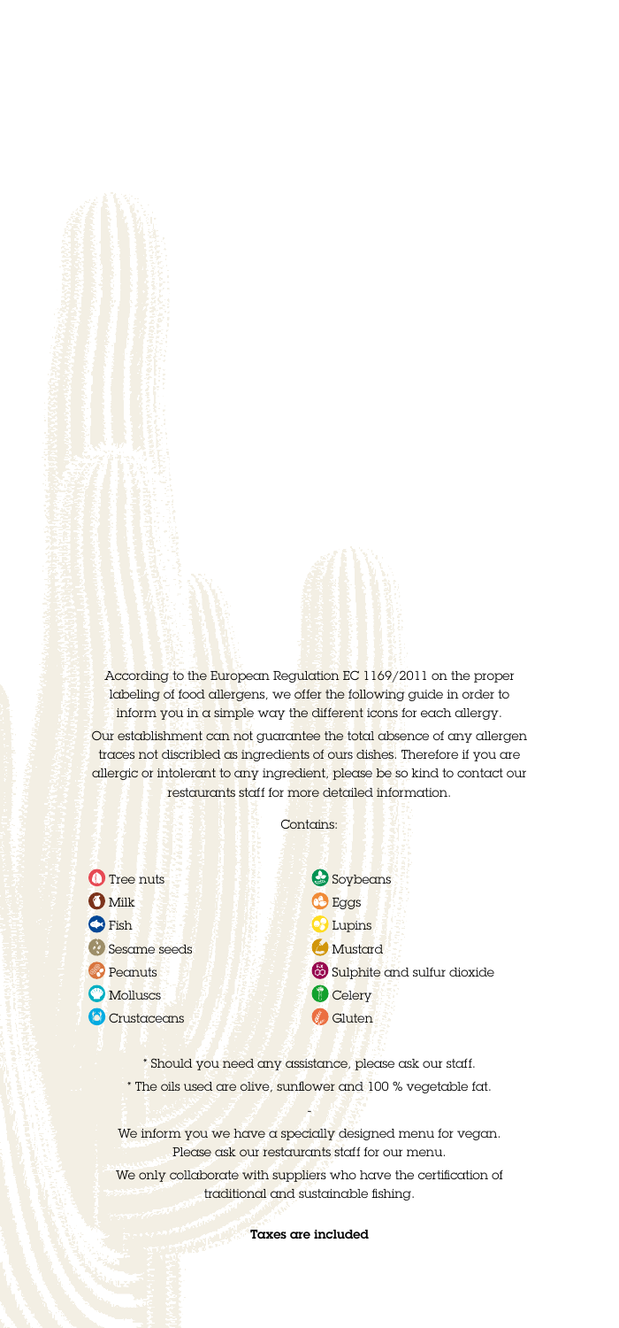According to the European Regulation EC 1169/2011 on the proper labeling of food allergens, we offer the following guide in order to inform you in a simple way the different icons for each allergy.

Our establishment can not guarantee the total absence of any allergen traces not discribled as ingredients of ours dishes. Therefore if you are allergic or intolerant to any ingredient, please be so kind to contact our restaurants staff for more detailed information.

Contains:

- Tree nuts
- Milk
- Fish
- Sesame seeds
- Peanuts
- Molluscs
- Crustaceans
- Soybeans
- Eggs
- Lupins
- Mustard
- Sulphite and sulfur dioxide
- Celery
- Gluten

* Should you need any assistance, please ask our staff.

* The oils used are olive, sunflower and 100 % vegetable fat.

-

We inform you we have a specially designed menu for vegan. Please ask our restaurants staff for our menu.

We only collaborate with suppliers who have the certification of traditional and sustainable fishing.

**Taxes are included**